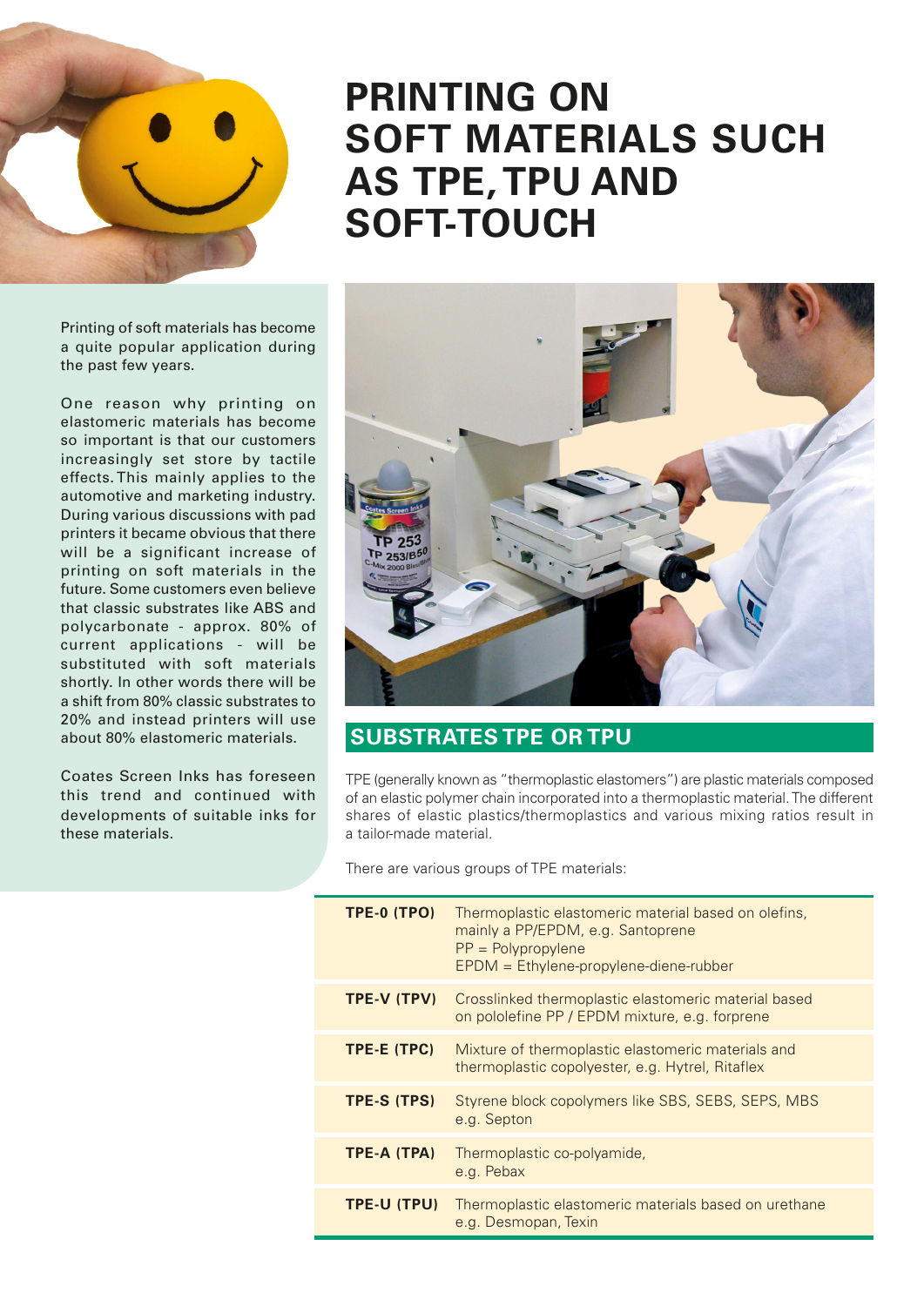# PRINTING ON SOFT MATERIALS SUCH AS TPE, TPU AND SOFT-TOUCH

Printing of soft materials has become a quite popular application during the past few years.

One reason why printing on elastomeric materials has become so important is that our customers increasingly set store by tactile effects. This mainly applies to the automotive and marketing industry. During various discussions with pad printers it became obvious that there will be a significant increase of printing on soft materials in the future. Some customers even believe that classic substrates like ABS and polycarbonate - approx. 80% of current applications - will be substituted with soft materials shortly. In other words there will be a shift from 80% classic substrates to 20% and instead printers will use about 80% elastomeric materials.

Coates Screen Inks has foreseen this trend and continued with developments of suitable inks for these materials.

## SUBSTRATES TPE OR TPU

TPE (generally known as "thermoplastic elastomers") are plastic materials composed of an elastic polymer chain incorporated into a thermoplastic material. The different shares of elastic plastics/thermoplastics and various mixing ratios result in a tailor-made material.

There are various groups of TPE materials:

| | |
|---|---|
| **TPE-0 (TPO)** | Thermoplastic elastomeric material based on olefins, mainly a PP/EPDM, e.g. Santoprene<br>PP = Polypropylene<br>EPDM = Ethylene-propylene-diene-rubber |
| **TPE-V (TPV)** | Crosslinked thermoplastic elastomeric material based on pololefine PP / EPDM mixture, e.g. forprene |
| **TPE-E (TPC)** | Mixture of thermoplastic elastomeric materials and thermoplastic copolyester, e.g. Hytrel, Ritaflex |
| **TPE-S (TPS)** | Styrene block copolymers like SBS, SEBS, SEPS, MBS e.g. Septon |
| **TPE-A (TPA)** | Thermoplastic co-polyamide, e.g. Pebax |
| **TPE-U (TPU)** | Thermoplastic elastomeric materials based on urethane e.g. Desmopan, Texin |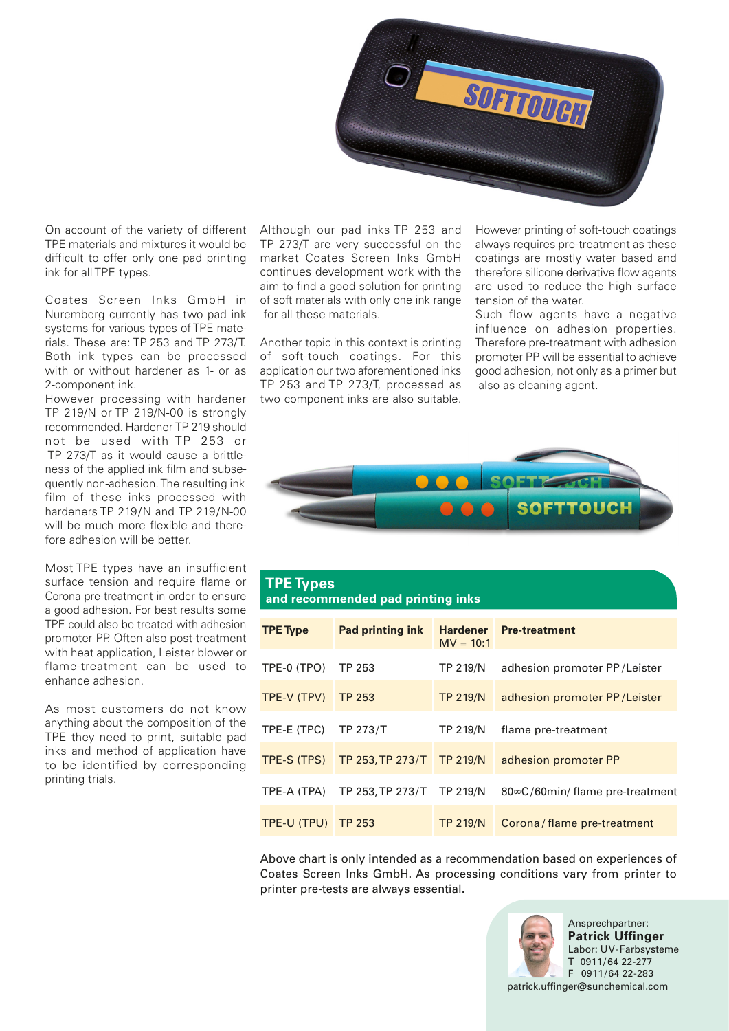On account of the variety of different TPE materials and mixtures it would be difficult to offer only one pad printing ink for all TPE types.

Coates Screen Inks GmbH in Nuremberg currently has two pad ink systems for various types of TPE materials. These are: TP 253 and TP 273/T. Both ink types can be processed with or without hardener as 1- or as 2-component ink.
However processing with hardener TP 219/N or TP 219/N-00 is strongly recommended. Hardener TP 219 should not be used with TP 253 or TP 273/T as it would cause a brittleness of the applied ink film and subsequently non-adhesion. The resulting ink film of these inks processed with hardeners TP 219/N and TP 219/N-00 will be much more flexible and therefore adhesion will be better.

Most TPE types have an insufficient surface tension and require flame or Corona pre-treatment in order to ensure a good adhesion. For best results some TPE could also be treated with adhesion promoter PP. Often also post-treatment with heat application, Leister blower or flame-treatment can be used to enhance adhesion.

As most customers do not know anything about the composition of the TPE they need to print, suitable pad inks and method of application have to be identified by corresponding printing trials.

Although our pad inks TP 253 and TP 273/T are very successful on the market Coates Screen Inks GmbH continues development work with the aim to find a good solution for printing of soft materials with only one ink range for all these materials.

Another topic in this context is printing of soft-touch coatings. For this application our two aforementioned inks TP 253 and TP 273/T, processed as two component inks are also suitable.

However printing of soft-touch coatings always requires pre-treatment as these coatings are mostly water based and therefore silicone derivative flow agents are used to reduce the high surface tension of the water.
Such flow agents have a negative influence on adhesion properties. Therefore pre-treatment with adhesion promoter PP will be essential to achieve good adhesion, not only as a primer but also as cleaning agent.

## TPE Types
**and recommended pad printing inks**

| TPE Type | Pad printing ink | Hardener MV = 10:1 | Pre-treatment |
|---|---|---|---|
| TPE-0 (TPO) | TP 253 | TP 219/N | adhesion promoter PP/Leister |
| TPE-V (TPV) | TP 253 | TP 219/N | adhesion promoter PP/Leister |
| TPE-E (TPC) | TP 273/T | TP 219/N | flame pre-treatment |
| TPE-S (TPS) | TP 253, TP 273/T | TP 219/N | adhesion promoter PP |
| TPE-A (TPA) | TP 253, TP 273/T | TP 219/N | 80∞C/60min/ flame pre-treatment |
| TPE-U (TPU) | TP 253 | TP 219/N | Corona/flame pre-treatment |

Above chart is only intended as a recommendation based on experiences of Coates Screen Inks GmbH. As processing conditions vary from printer to printer pre-tests are always essential.

Ansprechpartner:
**Patrick Uffinger**
Labor: UV-Farbsysteme
T 0911/64 22-277
F 0911/64 22-283
patrick.uffinger@sunchemical.com